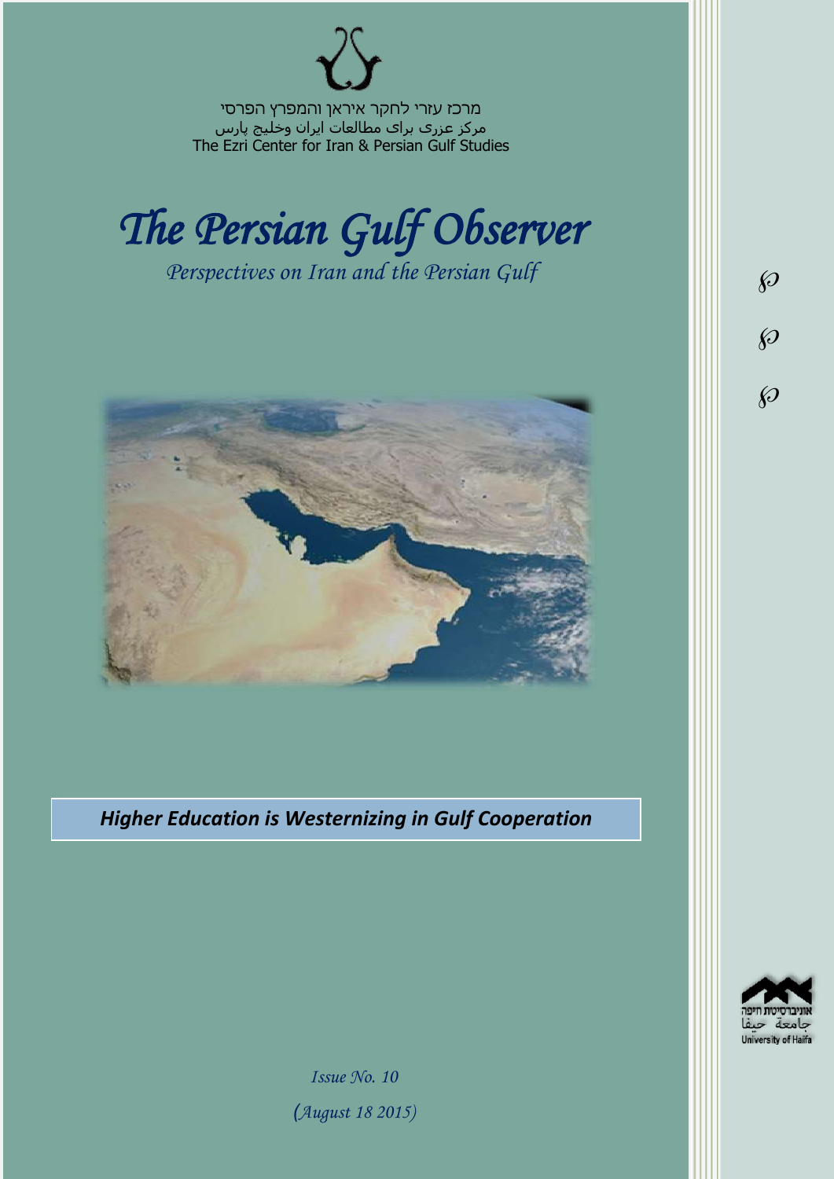מרכז עזרי לחקר איראן והמפרץ הפרסי
مرکز عزری برای مطالعات ایران وخلیج پارس
The Ezri Center for Iran & Persian Gulf Studies

# *The Persian Gulf Observer*

*Perspectives on Iran and the Persian Gulf*

***Higher Education is Westernizing in Gulf Cooperation***

*Issue No. 10*

*(August 18 2015)*

אוניברסיטת חיפה
جامعة حيفا
University of Haifa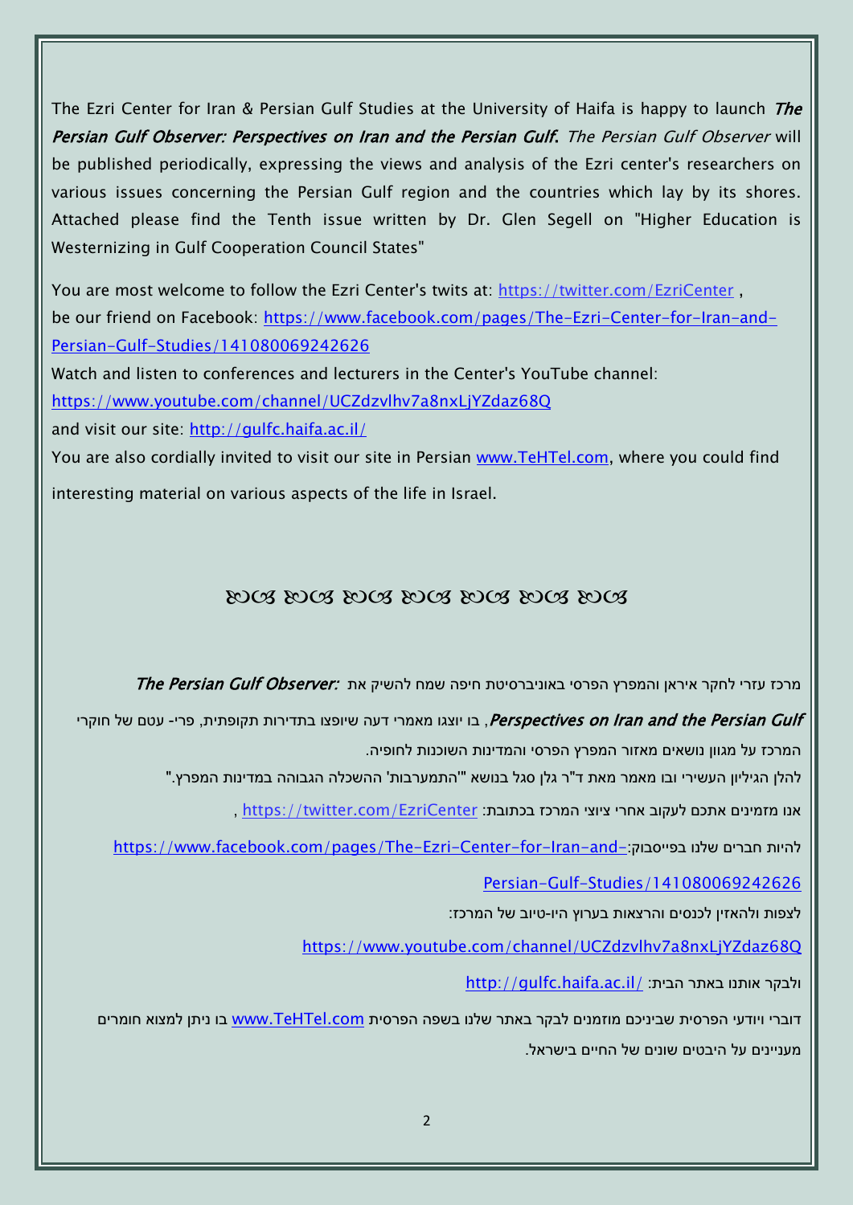The Ezri Center for Iran & Persian Gulf Studies at the University of Haifa is happy to launch ***The Persian Gulf Observer: Perspectives on Iran and the Persian Gulf***. *The Persian Gulf Observer* will be published periodically, expressing the views and analysis of the Ezri center's researchers on various issues concerning the Persian Gulf region and the countries which lay by its shores. Attached please find the Tenth issue written by Dr. Glen Segell on "Higher Education is Westernizing in Gulf Cooperation Council States"

You are most welcome to follow the Ezri Center's twits at: https://twitter.com/EzriCenter ,
be our friend on Facebook: https://www.facebook.com/pages/The-Ezri-Center-for-Iran-and-Persian-Gulf-Studies/141080069242626
Watch and listen to conferences and lecturers in the Center's YouTube channel:
https://www.youtube.com/channel/UCZdzvlhv7a8nxLjYZdaz68Q
and visit our site: http://gulfc.haifa.ac.il/
You are also cordially invited to visit our site in Persian www.TeHTel.com, where you could find interesting material on various aspects of the life in Israel.

ℵ ℵ ℵ ℵ ℵ ℵ ℵ

מרכז עזרי לחקר איראן והמפרץ הפרסי באוניברסיטת חיפה שמח להשיק את ***The Persian Gulf Observer: Perspectives on Iran and the Persian Gulf***, בו יוצגו מאמרי דעה שיופצו בתדירות תקופתית, פרי- עטם של חוקרי המרכז על מגוון נושאים מאזור המפרץ הפרסי והמדינות השוכנות לחופיה.

להלן הגיליון העשירי ובו מאמר מאת ד"ר גלן סגל בנושא "'התמערבות' ההשכלה הגבוהה במדינות המפרץ."

אנו מזמינים אתכם לעקוב אחרי ציוצי המרכז בכתובת: https://twitter.com/EzriCenter ,

להיות חברים שלנו בפייסבוק: https://www.facebook.com/pages/The-Ezri-Center-for-Iran-and-Persian-Gulf-Studies/141080069242626

לצפות ולהאזין לכנסים והרצאות בערוץ היו-טיוב של המרכז:

https://www.youtube.com/channel/UCZdzvlhv7a8nxLjYZdaz68Q

ולבקר אותנו באתר הבית: http://gulfc.haifa.ac.il/

דוברי ויודעי הפרסית שביניכם מוזמנים לבקר באתר שלנו בשפה הפרסית www.TeHTel.com בו ניתן למצוא חומרים מעניינים על היבטים שונים של החיים בישראל.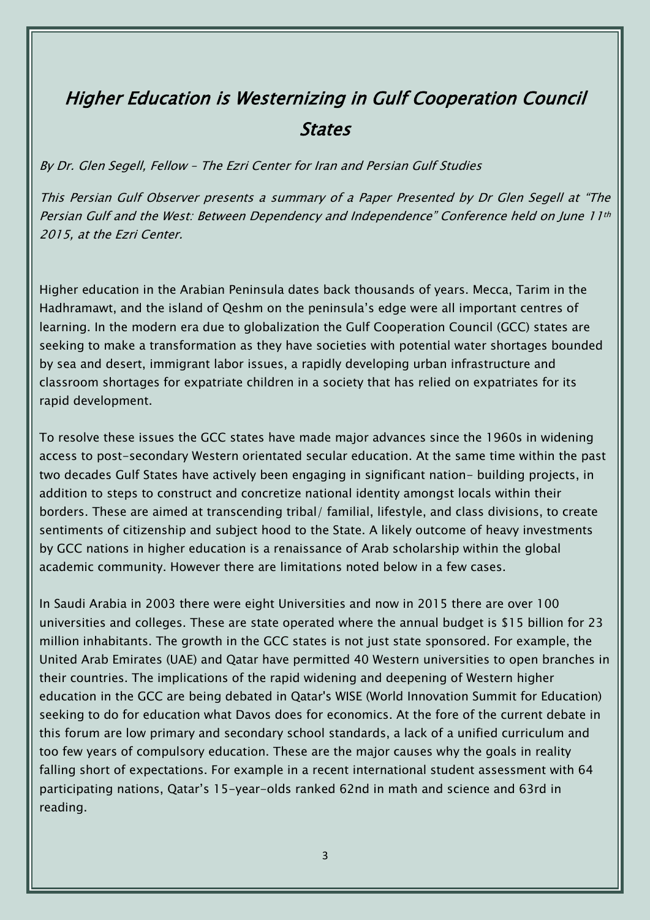# *Higher Education is Westernizing in Gulf Cooperation Council States*

*By Dr. Glen Segell, Fellow – The Ezri Center for Iran and Persian Gulf Studies*

*This Persian Gulf Observer presents a summary of a Paper Presented by Dr Glen Segell at "The Persian Gulf and the West: Between Dependency and Independence" Conference held on June 11th 2015, at the Ezri Center.*

Higher education in the Arabian Peninsula dates back thousands of years. Mecca, Tarim in the Hadhramawt, and the island of Qeshm on the peninsula's edge were all important centres of learning. In the modern era due to globalization the Gulf Cooperation Council (GCC) states are seeking to make a transformation as they have societies with potential water shortages bounded by sea and desert, immigrant labor issues, a rapidly developing urban infrastructure and classroom shortages for expatriate children in a society that has relied on expatriates for its rapid development.

To resolve these issues the GCC states have made major advances since the 1960s in widening access to post-secondary Western orientated secular education. At the same time within the past two decades Gulf States have actively been engaging in significant nation- building projects, in addition to steps to construct and concretize national identity amongst locals within their borders. These are aimed at transcending tribal/ familial, lifestyle, and class divisions, to create sentiments of citizenship and subject hood to the State. A likely outcome of heavy investments by GCC nations in higher education is a renaissance of Arab scholarship within the global academic community. However there are limitations noted below in a few cases.

In Saudi Arabia in 2003 there were eight Universities and now in 2015 there are over 100 universities and colleges. These are state operated where the annual budget is $15 billion for 23 million inhabitants. The growth in the GCC states is not just state sponsored. For example, the United Arab Emirates (UAE) and Qatar have permitted 40 Western universities to open branches in their countries. The implications of the rapid widening and deepening of Western higher education in the GCC are being debated in Qatar's WISE (World Innovation Summit for Education) seeking to do for education what Davos does for economics. At the fore of the current debate in this forum are low primary and secondary school standards, a lack of a unified curriculum and too few years of compulsory education. These are the major causes why the goals in reality falling short of expectations. For example in a recent international student assessment with 64 participating nations, Qatar's 15-year-olds ranked 62nd in math and science and 63rd in reading.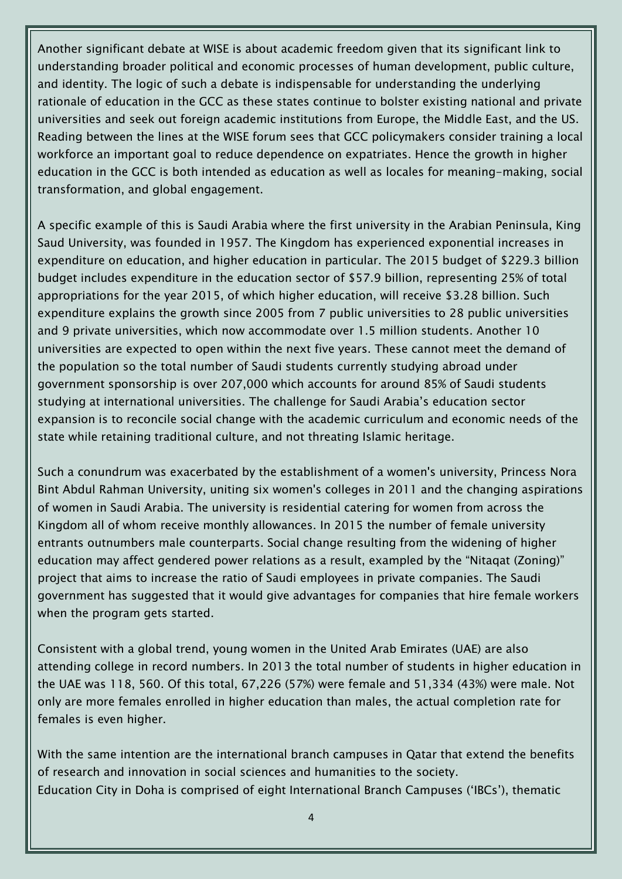Another significant debate at WISE is about academic freedom given that its significant link to understanding broader political and economic processes of human development, public culture, and identity. The logic of such a debate is indispensable for understanding the underlying rationale of education in the GCC as these states continue to bolster existing national and private universities and seek out foreign academic institutions from Europe, the Middle East, and the US. Reading between the lines at the WISE forum sees that GCC policymakers consider training a local workforce an important goal to reduce dependence on expatriates. Hence the growth in higher education in the GCC is both intended as education as well as locales for meaning-making, social transformation, and global engagement.

A specific example of this is Saudi Arabia where the first university in the Arabian Peninsula, King Saud University, was founded in 1957. The Kingdom has experienced exponential increases in expenditure on education, and higher education in particular. The 2015 budget of $229.3 billion budget includes expenditure in the education sector of $57.9 billion, representing 25% of total appropriations for the year 2015, of which higher education, will receive $3.28 billion. Such expenditure explains the growth since 2005 from 7 public universities to 28 public universities and 9 private universities, which now accommodate over 1.5 million students. Another 10 universities are expected to open within the next five years. These cannot meet the demand of the population so the total number of Saudi students currently studying abroad under government sponsorship is over 207,000 which accounts for around 85% of Saudi students studying at international universities. The challenge for Saudi Arabia's education sector expansion is to reconcile social change with the academic curriculum and economic needs of the state while retaining traditional culture, and not threating Islamic heritage.

Such a conundrum was exacerbated by the establishment of a women's university, Princess Nora Bint Abdul Rahman University, uniting six women's colleges in 2011 and the changing aspirations of women in Saudi Arabia. The university is residential catering for women from across the Kingdom all of whom receive monthly allowances. In 2015 the number of female university entrants outnumbers male counterparts. Social change resulting from the widening of higher education may affect gendered power relations as a result, exampled by the "Nitaqat (Zoning)" project that aims to increase the ratio of Saudi employees in private companies. The Saudi government has suggested that it would give advantages for companies that hire female workers when the program gets started.

Consistent with a global trend, young women in the United Arab Emirates (UAE) are also attending college in record numbers. In 2013 the total number of students in higher education in the UAE was 118, 560. Of this total, 67,226 (57%) were female and 51,334 (43%) were male. Not only are more females enrolled in higher education than males, the actual completion rate for females is even higher.

With the same intention are the international branch campuses in Qatar that extend the benefits of research and innovation in social sciences and humanities to the society.
Education City in Doha is comprised of eight International Branch Campuses ('IBCs'), thematic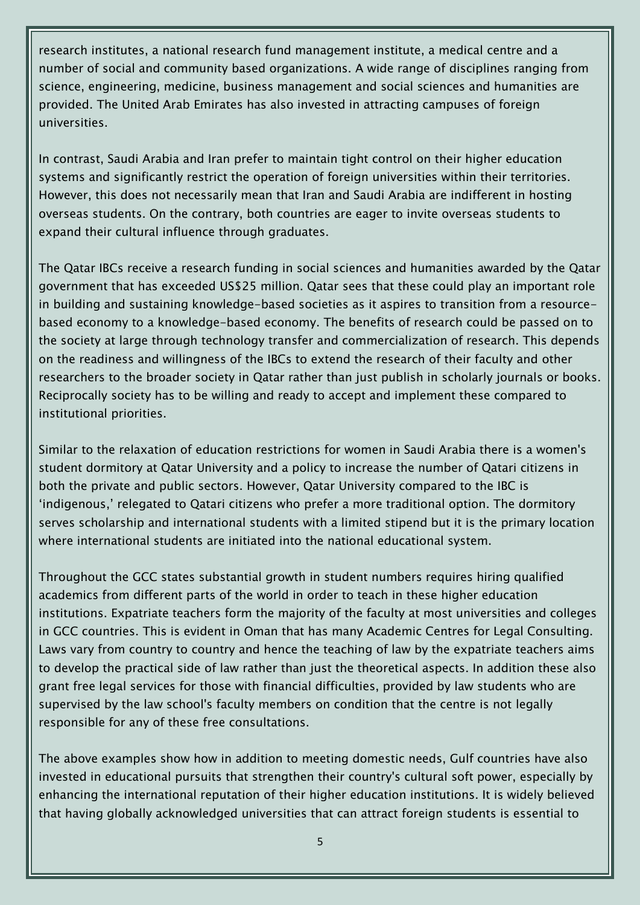research institutes, a national research fund management institute, a medical centre and a number of social and community based organizations. A wide range of disciplines ranging from science, engineering, medicine, business management and social sciences and humanities are provided. The United Arab Emirates has also invested in attracting campuses of foreign universities.

In contrast, Saudi Arabia and Iran prefer to maintain tight control on their higher education systems and significantly restrict the operation of foreign universities within their territories. However, this does not necessarily mean that Iran and Saudi Arabia are indifferent in hosting overseas students. On the contrary, both countries are eager to invite overseas students to expand their cultural influence through graduates.

The Qatar IBCs receive a research funding in social sciences and humanities awarded by the Qatar government that has exceeded US$25 million. Qatar sees that these could play an important role in building and sustaining knowledge-based societies as it aspires to transition from a resource-based economy to a knowledge-based economy. The benefits of research could be passed on to the society at large through technology transfer and commercialization of research. This depends on the readiness and willingness of the IBCs to extend the research of their faculty and other researchers to the broader society in Qatar rather than just publish in scholarly journals or books. Reciprocally society has to be willing and ready to accept and implement these compared to institutional priorities.

Similar to the relaxation of education restrictions for women in Saudi Arabia there is a women's student dormitory at Qatar University and a policy to increase the number of Qatari citizens in both the private and public sectors. However, Qatar University compared to the IBC is 'indigenous,' relegated to Qatari citizens who prefer a more traditional option. The dormitory serves scholarship and international students with a limited stipend but it is the primary location where international students are initiated into the national educational system.

Throughout the GCC states substantial growth in student numbers requires hiring qualified academics from different parts of the world in order to teach in these higher education institutions. Expatriate teachers form the majority of the faculty at most universities and colleges in GCC countries. This is evident in Oman that has many Academic Centres for Legal Consulting. Laws vary from country to country and hence the teaching of law by the expatriate teachers aims to develop the practical side of law rather than just the theoretical aspects. In addition these also grant free legal services for those with financial difficulties, provided by law students who are supervised by the law school's faculty members on condition that the centre is not legally responsible for any of these free consultations.

The above examples show how in addition to meeting domestic needs, Gulf countries have also invested in educational pursuits that strengthen their country's cultural soft power, especially by enhancing the international reputation of their higher education institutions. It is widely believed that having globally acknowledged universities that can attract foreign students is essential to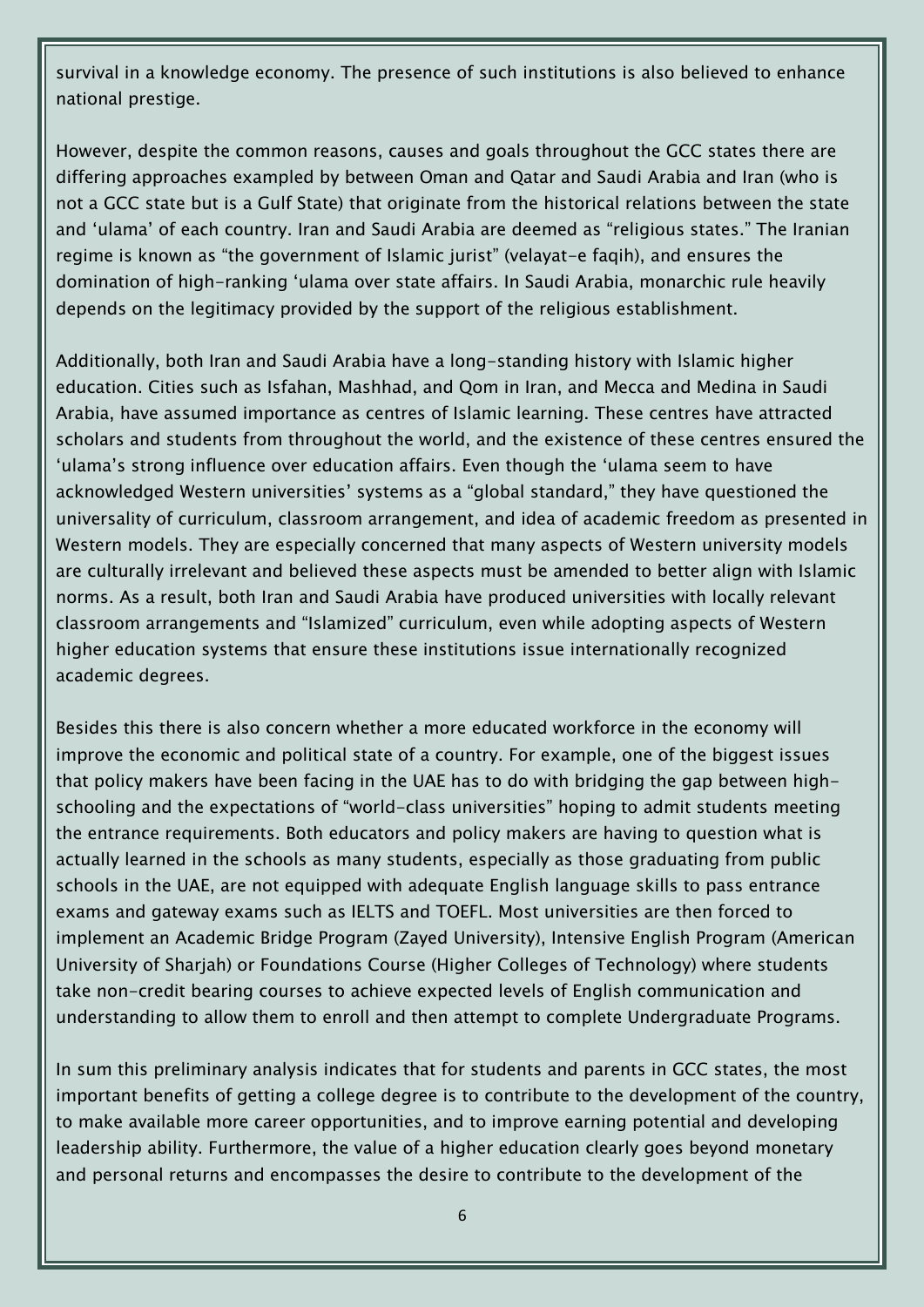survival in a knowledge economy. The presence of such institutions is also believed to enhance national prestige.

However, despite the common reasons, causes and goals throughout the GCC states there are differing approaches exampled by between Oman and Qatar and Saudi Arabia and Iran (who is not a GCC state but is a Gulf State) that originate from the historical relations between the state and 'ulama' of each country. Iran and Saudi Arabia are deemed as "religious states." The Iranian regime is known as "the government of Islamic jurist" (velayat-e faqih), and ensures the domination of high-ranking 'ulama over state affairs. In Saudi Arabia, monarchic rule heavily depends on the legitimacy provided by the support of the religious establishment.

Additionally, both Iran and Saudi Arabia have a long-standing history with Islamic higher education. Cities such as Isfahan, Mashhad, and Qom in Iran, and Mecca and Medina in Saudi Arabia, have assumed importance as centres of Islamic learning. These centres have attracted scholars and students from throughout the world, and the existence of these centres ensured the 'ulama's strong influence over education affairs. Even though the 'ulama seem to have acknowledged Western universities' systems as a "global standard," they have questioned the universality of curriculum, classroom arrangement, and idea of academic freedom as presented in Western models. They are especially concerned that many aspects of Western university models are culturally irrelevant and believed these aspects must be amended to better align with Islamic norms. As a result, both Iran and Saudi Arabia have produced universities with locally relevant classroom arrangements and "Islamized" curriculum, even while adopting aspects of Western higher education systems that ensure these institutions issue internationally recognized academic degrees.

Besides this there is also concern whether a more educated workforce in the economy will improve the economic and political state of a country. For example, one of the biggest issues that policy makers have been facing in the UAE has to do with bridging the gap between high-schooling and the expectations of "world-class universities" hoping to admit students meeting the entrance requirements. Both educators and policy makers are having to question what is actually learned in the schools as many students, especially as those graduating from public schools in the UAE, are not equipped with adequate English language skills to pass entrance exams and gateway exams such as IELTS and TOEFL. Most universities are then forced to implement an Academic Bridge Program (Zayed University), Intensive English Program (American University of Sharjah) or Foundations Course (Higher Colleges of Technology) where students take non-credit bearing courses to achieve expected levels of English communication and understanding to allow them to enroll and then attempt to complete Undergraduate Programs.

In sum this preliminary analysis indicates that for students and parents in GCC states, the most important benefits of getting a college degree is to contribute to the development of the country, to make available more career opportunities, and to improve earning potential and developing leadership ability. Furthermore, the value of a higher education clearly goes beyond monetary and personal returns and encompasses the desire to contribute to the development of the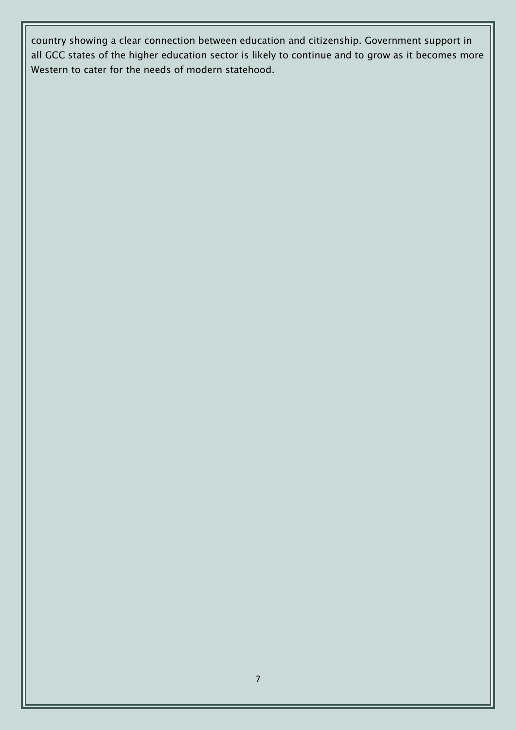country showing a clear connection between education and citizenship. Government support in all GCC states of the higher education sector is likely to continue and to grow as it becomes more Western to cater for the needs of modern statehood.